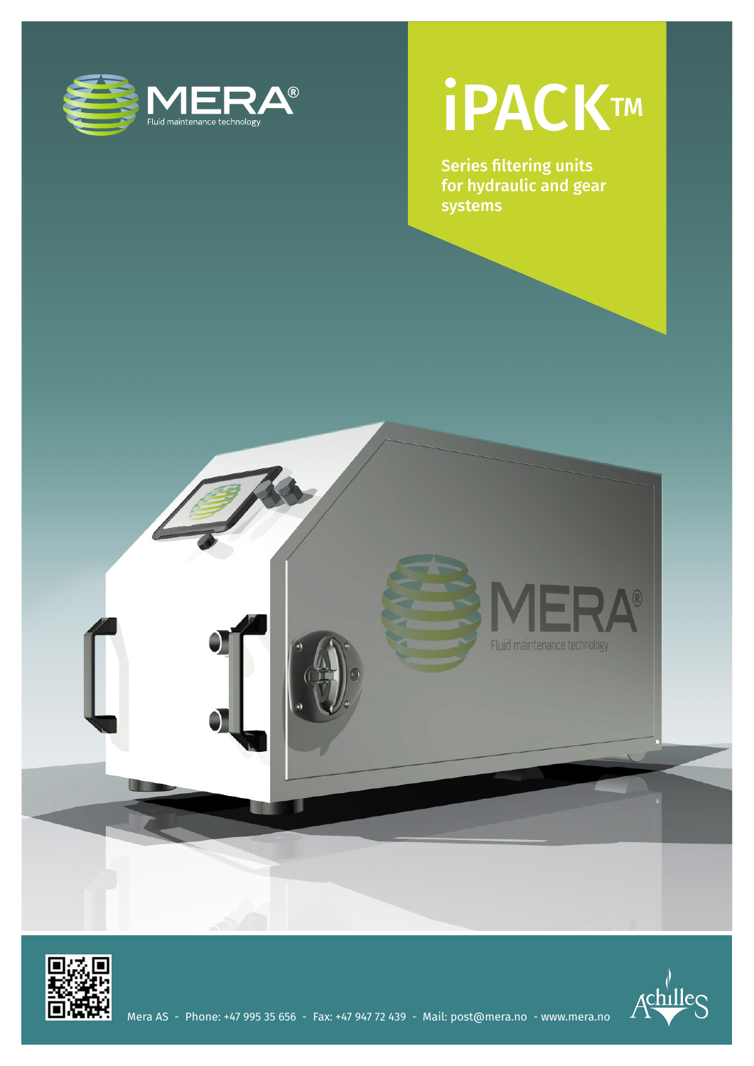MERA®

Fluid maintenance technology

# iPACK™

**Series filtering units for hydraulic and gear systems**

Mera AS - Phone: +47 995 35 656 - Fax: +47 947 72 439 - Mail: post@mera.no - www.mera.no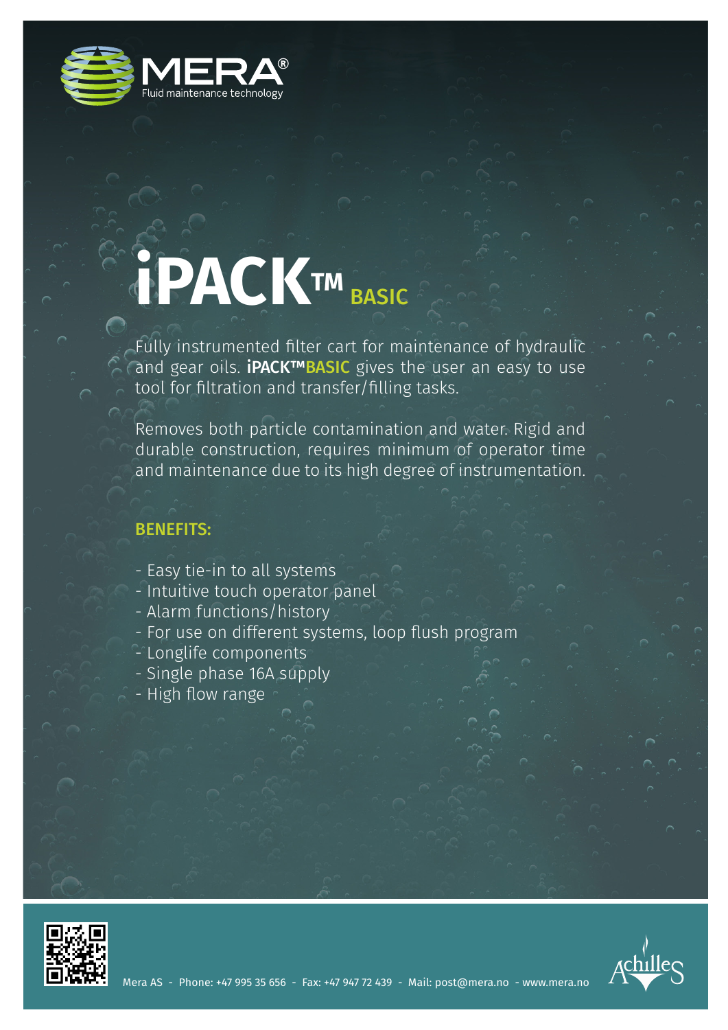# iPACK™ BASIC

Fully instrumented filter cart for maintenance of hydraulic and gear oils. **iPACK™BASIC** gives the user an easy to use tool for filtration and transfer/filling tasks.

Removes both particle contamination and water. Rigid and durable construction, requires minimum of operator time and maintenance due to its high degree of instrumentation.

## BENEFITS:

- Easy tie-in to all systems
- Intuitive touch operator panel
- Alarm functions/history
- For use on different systems, loop flush program
- Longlife components
- Single phase 16A supply
- High flow range

Mera AS - Phone: +47 995 35 656 - Fax: +47 947 72 439 - Mail: post@mera.no - www.mera.no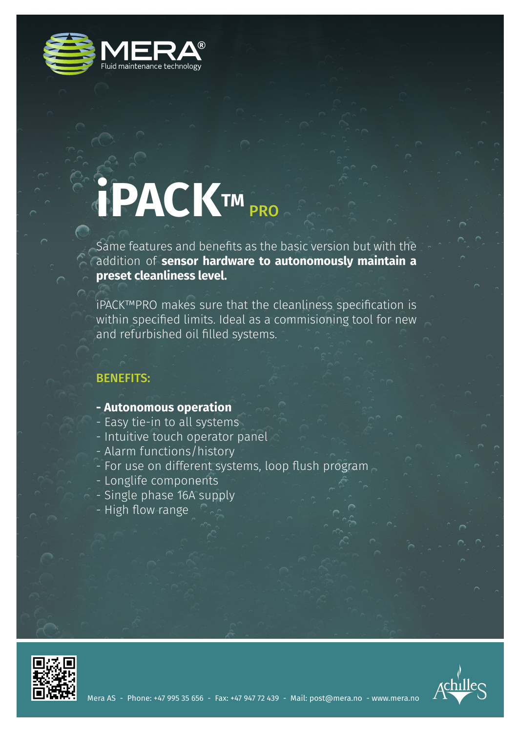MERA®

Fluid maintenance technology

# iPACK™ PRO

Same features and benefits as the basic version but with the addition of **sensor hardware to autonomously maintain a preset cleanliness level.**

iPACK™PRO makes sure that the cleanliness specification is within specified limits. Ideal as a commisioning tool for new and refurbished oil filled systems.

## BENEFITS:

**- Autonomous operation**
- Easy tie-in to all systems
- Intuitive touch operator panel
- Alarm functions/history
- For use on different systems, loop flush program
- Longlife components
- Single phase 16A supply
- High flow range

Mera AS - Phone: +47 995 35 656 - Fax: +47 947 72 439 - Mail: post@mera.no - www.mera.no

Achilles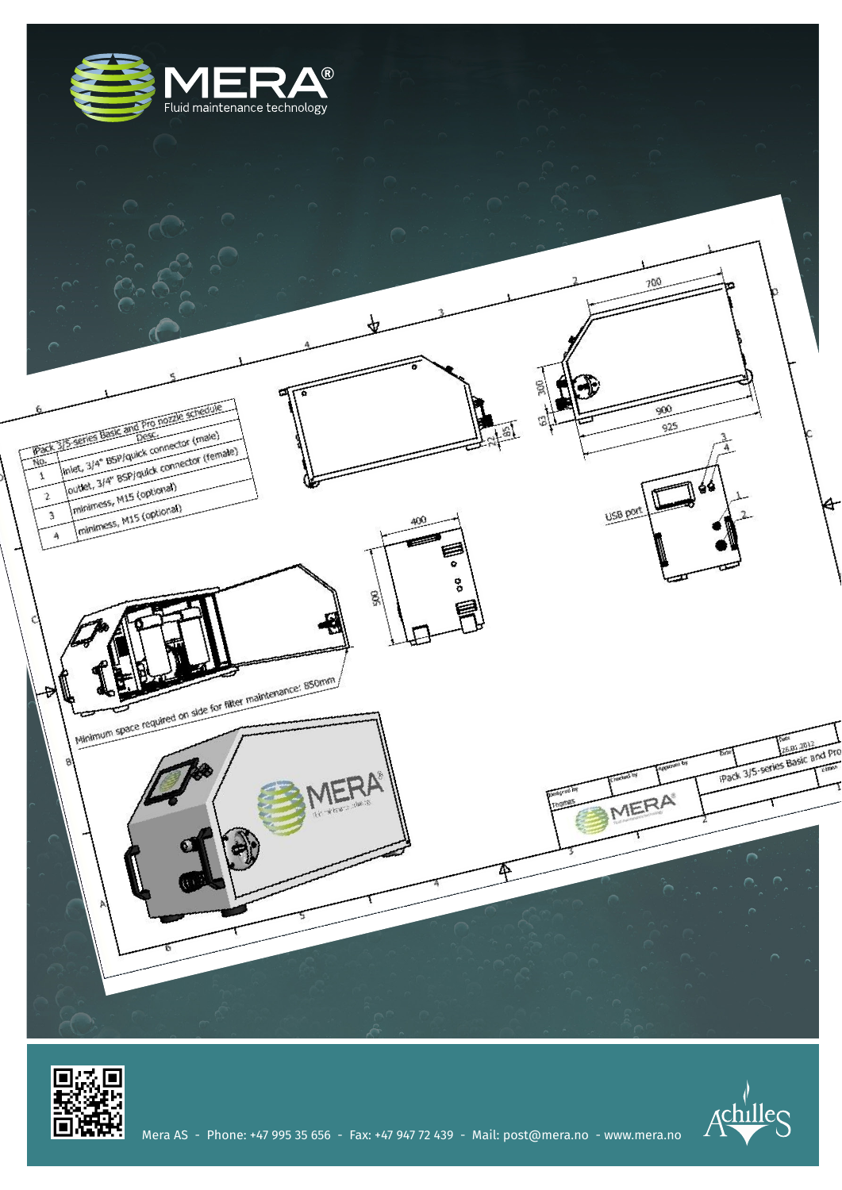# MERA®

Fluid maintenance technology

| iPack 3/5-series Basic and Pro nozzle schedule | |
|---|---|
| No. | Desc. |
| 1 | inlet, 3/4" BSP/quick connector (male) |
| 2 | outlet, 3/4" BSP/quick connector (female) |
| 3 | minimess, M15 (optional) |
| 4 | minimess, M15 (optional) |

700

300

63

22

85

900

925

USB port

400

500

Minimum space required on side for filter maintenance: 850mm

Designed by: Thomas

Date: 26.01.2012

iPack 3/5-series Basic and Pro

Mera AS - Phone: +47 995 35 656 - Fax: +47 947 72 439 - Mail: post@mera.no - www.mera.no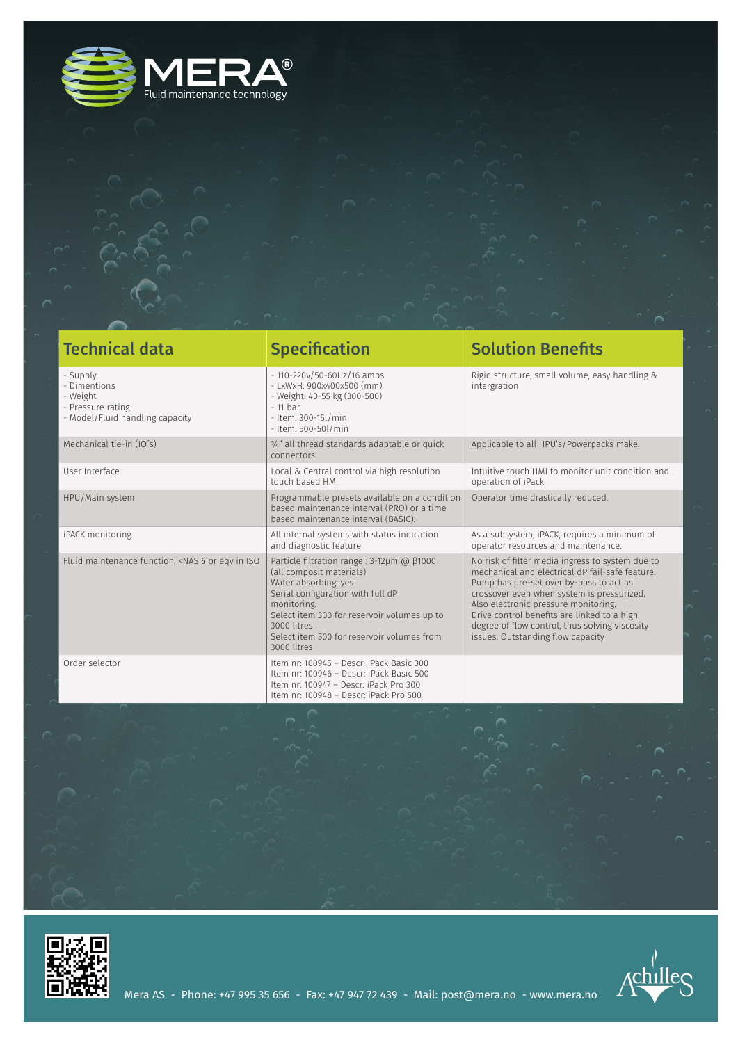| Technical data | Specification | Solution Benefits |
|---|---|---|
| - Supply<br>- Dimentions<br>- Weight<br>- Pressure rating<br>- Model/Fluid handling capacity | - 110-220v/50-60Hz/16 amps<br>- LxWxH: 900x400x500 (mm)<br>- Weight: 40-55 kg (300-500)<br>- 11 bar<br>- Item: 300-15l/min<br>- Item: 500-50l/min | Rigid structure, small volume, easy handling & intergration |
| Mechanical tie-in (IO´s) | ¾" all thread standards adaptable or quick connectors | Applicable to all HPU's/Powerpacks make. |
| User Interface | Local & Central control via high resolution touch based HMI. | Intuitive touch HMI to monitor unit condition and operation of iPack. |
| HPU/Main system | Programmable presets available on a condition based maintenance interval (PRO) or a time based maintenance interval (BASIC). | Operator time drastically reduced. |
| iPACK monitoring | All internal systems with status indication and diagnostic feature | As a subsystem, iPACK, requires a minimum of operator resources and maintenance. |
| Fluid maintenance function, <NAS 6 or eqv in ISO | Particle filtration range : 3-12µm @ β1000 (all composit materials)<br>Water absorbing: yes<br>Serial configuration with full dP monitoring.<br>Select item 300 for reservoir volumes up to 3000 litres<br>Select item 500 for reservoir volumes from 3000 litres | No risk of filter media ingress to system due to mechanical and electrical dP fail-safe feature. Pump has pre-set over by-pass to act as crossover even when system is pressurized. Also electronic pressure monitoring. Drive control benefits are linked to a high degree of flow control, thus solving viscosity issues. Outstanding flow capacity |
| Order selector | Item nr: 100945 – Descr: iPack Basic 300<br>Item nr: 100946 – Descr: iPack Basic 500<br>Item nr: 100947 – Descr: iPack Pro 300<br>Item nr: 100948 – Descr: iPack Pro 500 | |

Mera AS - Phone: +47 995 35 656 - Fax: +47 947 72 439 - Mail: post@mera.no - www.mera.no